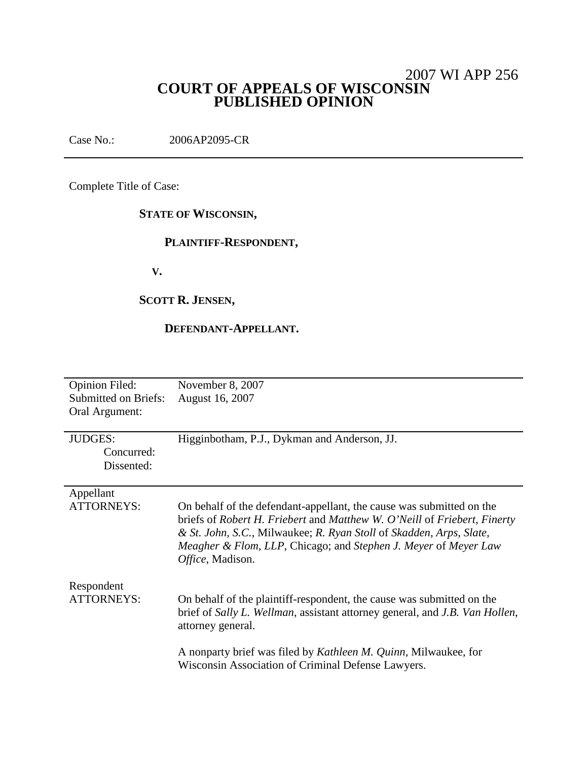2007 WI APP 256

# COURT OF APPEALS OF WISCONSIN
# PUBLISHED OPINION

Case No.: 2006AP2095-CR

---

Complete Title of Case:

**STATE OF WISCONSIN,**

**PLAINTIFF-RESPONDENT,**

**V.**

**SCOTT R. JENSEN,**

**DEFENDANT-APPELLANT.**

---

| | |
|---|---|
| Opinion Filed: | November 8, 2007 |
| Submitted on Briefs: | August 16, 2007 |
| Oral Argument: | |

| | |
|---|---|
| JUDGES: | Higginbotham, P.J., Dykman and Anderson, JJ. |
| Concurred: | |
| Dissented: | |

| | |
|---|---|
| Appellant ATTORNEYS: | On behalf of the defendant-appellant, the cause was submitted on the briefs of *Robert H. Friebert* and *Matthew W. O'Neill* of *Friebert, Finerty & St. John, S.C.*, Milwaukee; *R. Ryan Stoll* of *Skadden, Arps, Slate, Meagher & Flom, LLP*, Chicago; and *Stephen J. Meyer* of *Meyer Law Office*, Madison. |
| Respondent ATTORNEYS: | On behalf of the plaintiff-respondent, the cause was submitted on the brief of *Sally L. Wellman*, assistant attorney general, and *J.B. Van Hollen*, attorney general.<br><br>A nonparty brief was filed by *Kathleen M. Quinn*, Milwaukee, for Wisconsin Association of Criminal Defense Lawyers. |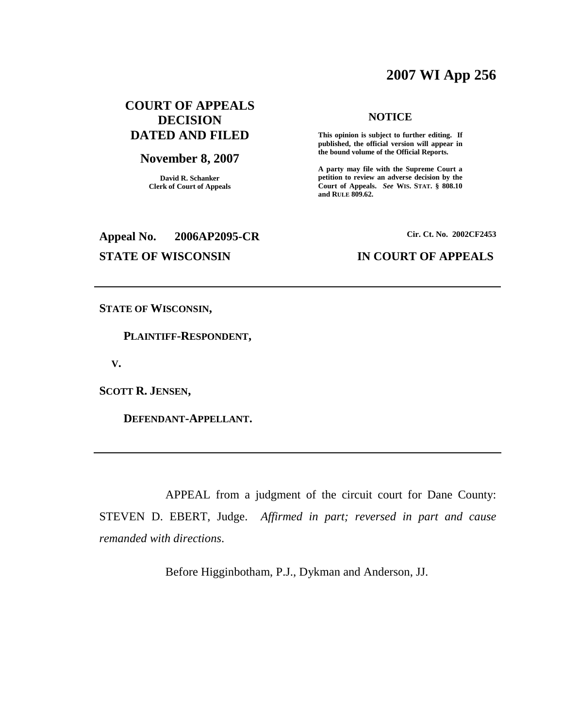# 2007 WI App 256

## COURT OF APPEALS DECISION DATED AND FILED

**November 8, 2007**

**David R. Schanker**
**Clerk of Court of Appeals**

**NOTICE**

**This opinion is subject to further editing. If published, the official version will appear in the bound volume of the Official Reports.**

**A party may file with the Supreme Court a petition to review an adverse decision by the Court of Appeals.** ***See*** **WIS. STAT. § 808.10 and RULE 809.62.**

**Appeal No. 2006AP2095-CR**

**Cir. Ct. No. 2002CF2453**

**STATE OF WISCONSIN** **IN COURT OF APPEALS**

---

**STATE OF WISCONSIN,**

**PLAINTIFF-RESPONDENT,**

**V.**

**SCOTT R. JENSEN,**

**DEFENDANT-APPELLANT.**

---

APPEAL from a judgment of the circuit court for Dane County: STEVEN D. EBERT, Judge. *Affirmed in part; reversed in part and cause remanded with directions.*

Before Higginbotham, P.J., Dykman and Anderson, JJ.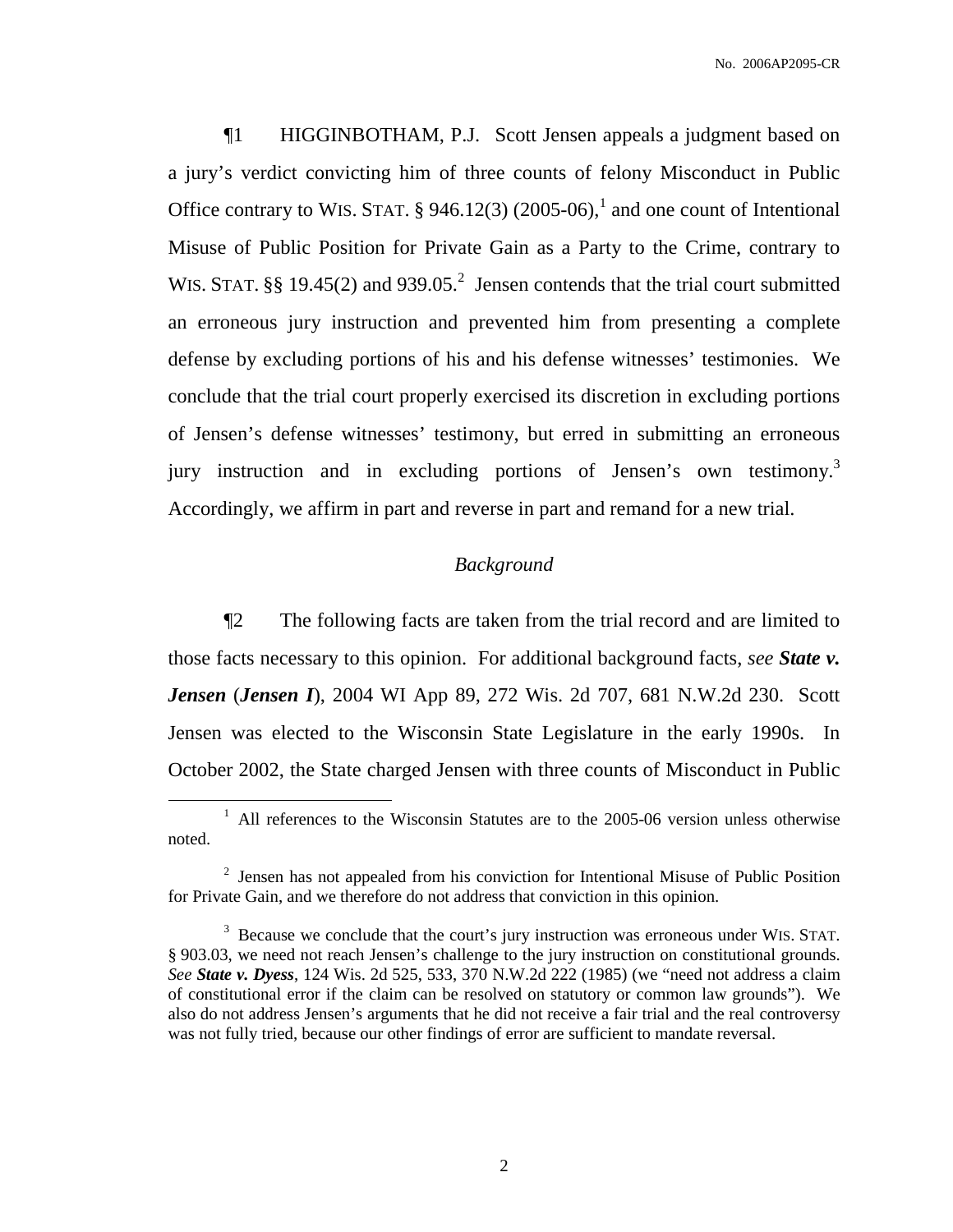¶1 HIGGINBOTHAM, P.J. Scott Jensen appeals a judgment based on a jury's verdict convicting him of three counts of felony Misconduct in Public Office contrary to WIS. STAT. § 946.12(3) (2005-06),[1] and one count of Intentional Misuse of Public Position for Private Gain as a Party to the Crime, contrary to WIS. STAT. §§ 19.45(2) and 939.05.[2] Jensen contends that the trial court submitted an erroneous jury instruction and prevented him from presenting a complete defense by excluding portions of his and his defense witnesses' testimonies. We conclude that the trial court properly exercised its discretion in excluding portions of Jensen's defense witnesses' testimony, but erred in submitting an erroneous jury instruction and in excluding portions of Jensen's own testimony.[3] Accordingly, we affirm in part and reverse in part and remand for a new trial.

## *Background*

¶2 The following facts are taken from the trial record and are limited to those facts necessary to this opinion. For additional background facts, *see* ***State v. Jensen*** (***Jensen I***), 2004 WI App 89, 272 Wis. 2d 707, 681 N.W.2d 230. Scott Jensen was elected to the Wisconsin State Legislature in the early 1990s. In October 2002, the State charged Jensen with three counts of Misconduct in Public

---

[1] All references to the Wisconsin Statutes are to the 2005-06 version unless otherwise noted.

[2] Jensen has not appealed from his conviction for Intentional Misuse of Public Position for Private Gain, and we therefore do not address that conviction in this opinion.

[3] Because we conclude that the court's jury instruction was erroneous under WIS. STAT. § 903.03, we need not reach Jensen's challenge to the jury instruction on constitutional grounds. *See* ***State v. Dyess***, 124 Wis. 2d 525, 533, 370 N.W.2d 222 (1985) (we "need not address a claim of constitutional error if the claim can be resolved on statutory or common law grounds"). We also do not address Jensen's arguments that he did not receive a fair trial and the real controversy was not fully tried, because our other findings of error are sufficient to mandate reversal.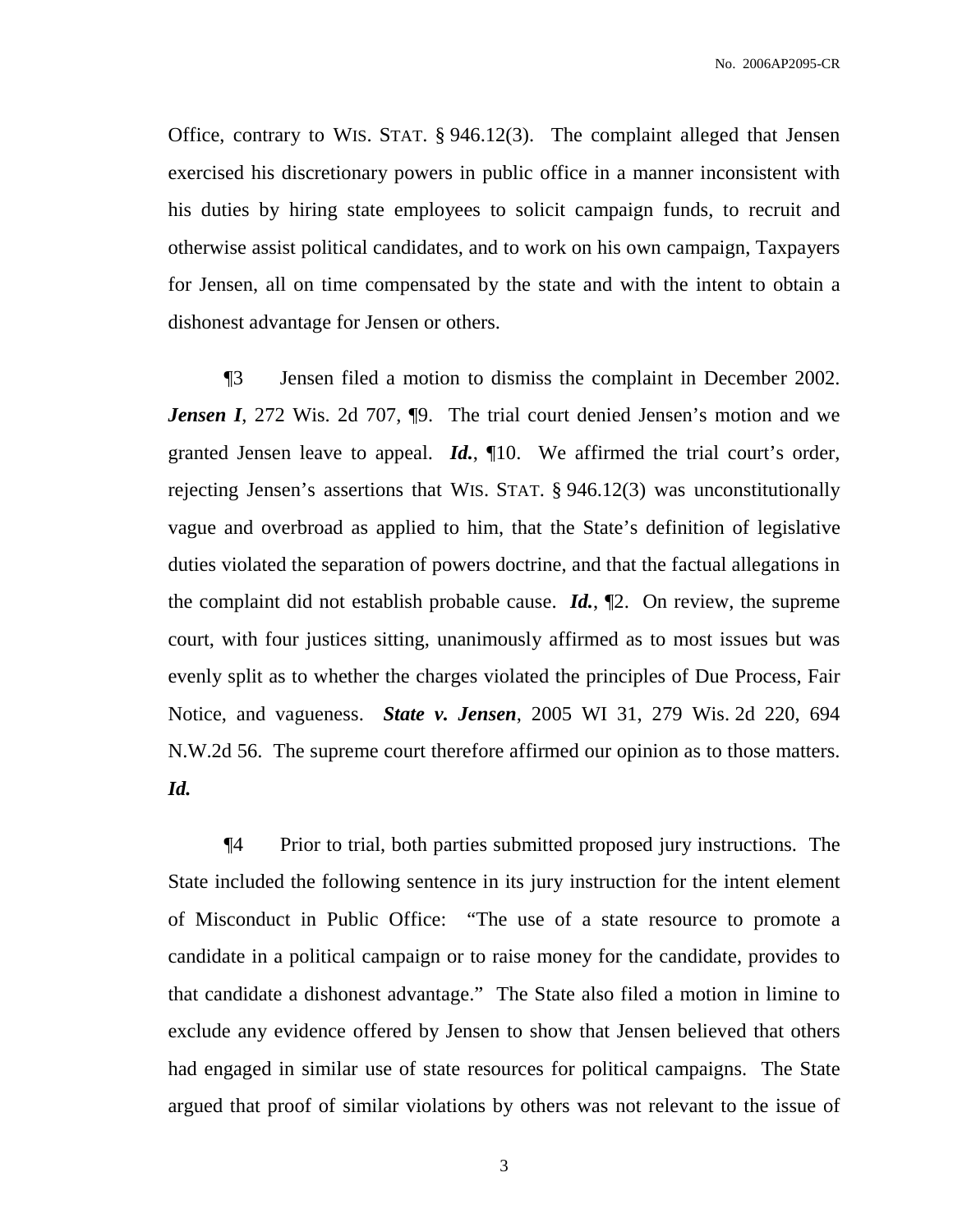Office, contrary to WIS. STAT. § 946.12(3). The complaint alleged that Jensen exercised his discretionary powers in public office in a manner inconsistent with his duties by hiring state employees to solicit campaign funds, to recruit and otherwise assist political candidates, and to work on his own campaign, Taxpayers for Jensen, all on time compensated by the state and with the intent to obtain a dishonest advantage for Jensen or others.

¶3 Jensen filed a motion to dismiss the complaint in December 2002. ***Jensen I***, 272 Wis. 2d 707, ¶9. The trial court denied Jensen's motion and we granted Jensen leave to appeal. ***Id.***, ¶10. We affirmed the trial court's order, rejecting Jensen's assertions that WIS. STAT. § 946.12(3) was unconstitutionally vague and overbroad as applied to him, that the State's definition of legislative duties violated the separation of powers doctrine, and that the factual allegations in the complaint did not establish probable cause. ***Id.***, ¶2. On review, the supreme court, with four justices sitting, unanimously affirmed as to most issues but was evenly split as to whether the charges violated the principles of Due Process, Fair Notice, and vagueness. ***State v. Jensen***, 2005 WI 31, 279 Wis. 2d 220, 694 N.W.2d 56. The supreme court therefore affirmed our opinion as to those matters. ***Id.***

¶4 Prior to trial, both parties submitted proposed jury instructions. The State included the following sentence in its jury instruction for the intent element of Misconduct in Public Office: "The use of a state resource to promote a candidate in a political campaign or to raise money for the candidate, provides to that candidate a dishonest advantage." The State also filed a motion in limine to exclude any evidence offered by Jensen to show that Jensen believed that others had engaged in similar use of state resources for political campaigns. The State argued that proof of similar violations by others was not relevant to the issue of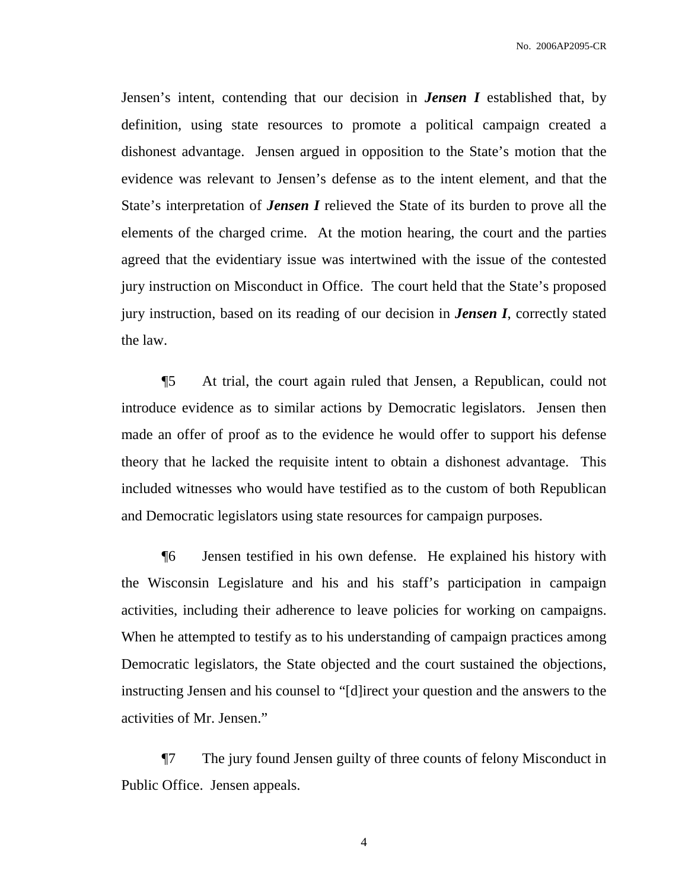Jensen's intent, contending that our decision in ***Jensen I*** established that, by definition, using state resources to promote a political campaign created a dishonest advantage. Jensen argued in opposition to the State's motion that the evidence was relevant to Jensen's defense as to the intent element, and that the State's interpretation of ***Jensen I*** relieved the State of its burden to prove all the elements of the charged crime. At the motion hearing, the court and the parties agreed that the evidentiary issue was intertwined with the issue of the contested jury instruction on Misconduct in Office. The court held that the State's proposed jury instruction, based on its reading of our decision in ***Jensen I***, correctly stated the law.

¶5 At trial, the court again ruled that Jensen, a Republican, could not introduce evidence as to similar actions by Democratic legislators. Jensen then made an offer of proof as to the evidence he would offer to support his defense theory that he lacked the requisite intent to obtain a dishonest advantage. This included witnesses who would have testified as to the custom of both Republican and Democratic legislators using state resources for campaign purposes.

¶6 Jensen testified in his own defense. He explained his history with the Wisconsin Legislature and his and his staff's participation in campaign activities, including their adherence to leave policies for working on campaigns. When he attempted to testify as to his understanding of campaign practices among Democratic legislators, the State objected and the court sustained the objections, instructing Jensen and his counsel to "[d]irect your question and the answers to the activities of Mr. Jensen."

¶7 The jury found Jensen guilty of three counts of felony Misconduct in Public Office. Jensen appeals.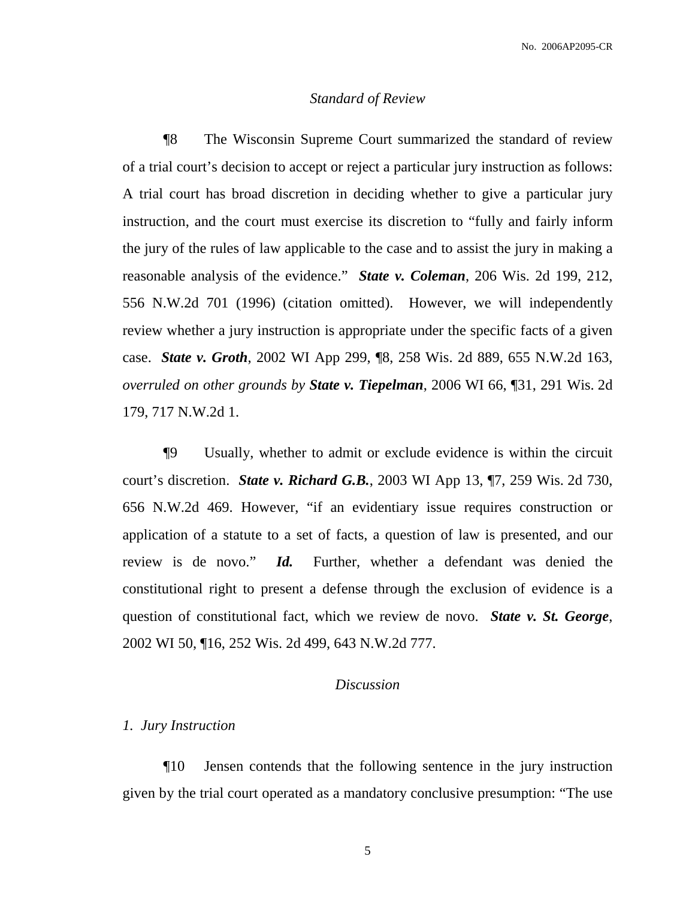*Standard of Review*

¶8 The Wisconsin Supreme Court summarized the standard of review of a trial court's decision to accept or reject a particular jury instruction as follows: A trial court has broad discretion in deciding whether to give a particular jury instruction, and the court must exercise its discretion to "fully and fairly inform the jury of the rules of law applicable to the case and to assist the jury in making a reasonable analysis of the evidence." ***State v. Coleman***, 206 Wis. 2d 199, 212, 556 N.W.2d 701 (1996) (citation omitted). However, we will independently review whether a jury instruction is appropriate under the specific facts of a given case. ***State v. Groth***, 2002 WI App 299, ¶8, 258 Wis. 2d 889, 655 N.W.2d 163, *overruled on other grounds by* ***State v. Tiepelman***, 2006 WI 66, ¶31, 291 Wis. 2d 179, 717 N.W.2d 1.

¶9 Usually, whether to admit or exclude evidence is within the circuit court's discretion. ***State v. Richard G.B.***, 2003 WI App 13, ¶7, 259 Wis. 2d 730, 656 N.W.2d 469. However, "if an evidentiary issue requires construction or application of a statute to a set of facts, a question of law is presented, and our review is de novo." ***Id.*** Further, whether a defendant was denied the constitutional right to present a defense through the exclusion of evidence is a question of constitutional fact, which we review de novo. ***State v. St. George***, 2002 WI 50, ¶16, 252 Wis. 2d 499, 643 N.W.2d 777.

*Discussion*

*1. Jury Instruction*

¶10 Jensen contends that the following sentence in the jury instruction given by the trial court operated as a mandatory conclusive presumption: "The use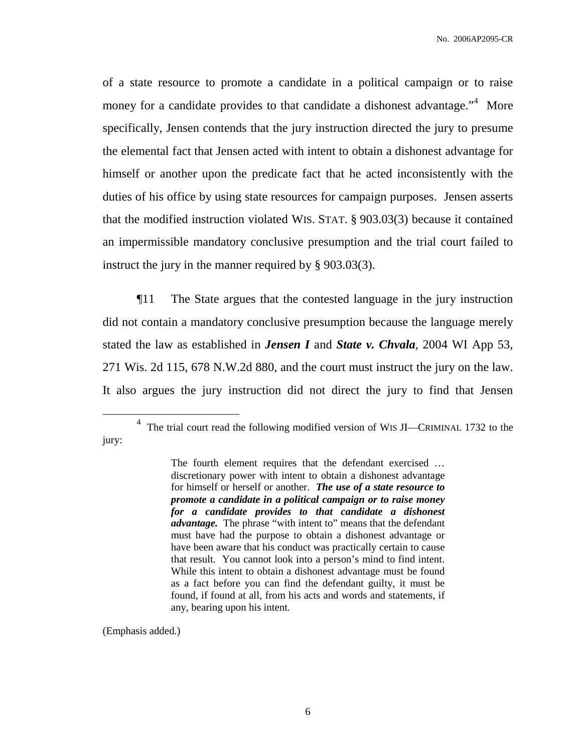of a state resource to promote a candidate in a political campaign or to raise money for a candidate provides to that candidate a dishonest advantage."[4] More specifically, Jensen contends that the jury instruction directed the jury to presume the elemental fact that Jensen acted with intent to obtain a dishonest advantage for himself or another upon the predicate fact that he acted inconsistently with the duties of his office by using state resources for campaign purposes. Jensen asserts that the modified instruction violated WIS. STAT. § 903.03(3) because it contained an impermissible mandatory conclusive presumption and the trial court failed to instruct the jury in the manner required by § 903.03(3).

¶11 The State argues that the contested language in the jury instruction did not contain a mandatory conclusive presumption because the language merely stated the law as established in ***Jensen I*** and ***State v. Chvala***, 2004 WI App 53, 271 Wis. 2d 115, 678 N.W.2d 880, and the court must instruct the jury on the law. It also argues the jury instruction did not direct the jury to find that Jensen

---

[4] The trial court read the following modified version of WIS JI—CRIMINAL 1732 to the jury:

> The fourth element requires that the defendant exercised … discretionary power with intent to obtain a dishonest advantage for himself or herself or another. ***The use of a state resource to promote a candidate in a political campaign or to raise money for a candidate provides to that candidate a dishonest advantage.*** The phrase "with intent to" means that the defendant must have had the purpose to obtain a dishonest advantage or have been aware that his conduct was practically certain to cause that result. You cannot look into a person's mind to find intent. While this intent to obtain a dishonest advantage must be found as a fact before you can find the defendant guilty, it must be found, if found at all, from his acts and words and statements, if any, bearing upon his intent.

(Emphasis added.)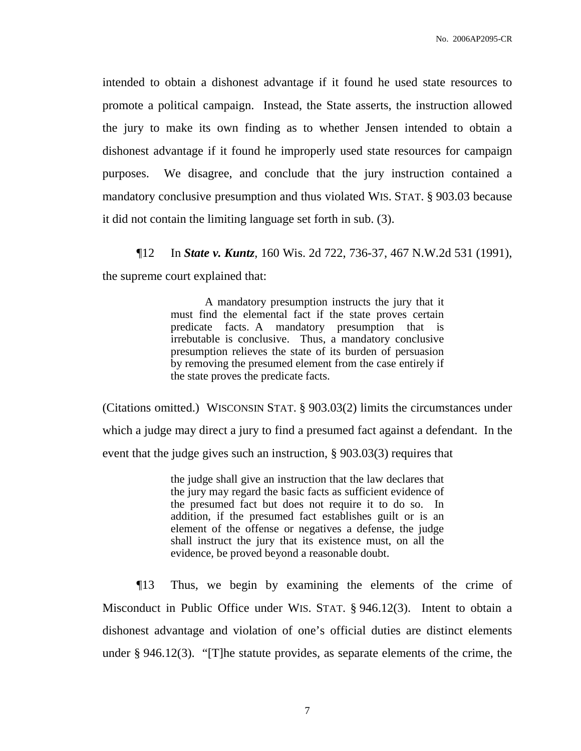intended to obtain a dishonest advantage if it found he used state resources to promote a political campaign. Instead, the State asserts, the instruction allowed the jury to make its own finding as to whether Jensen intended to obtain a dishonest advantage if it found he improperly used state resources for campaign purposes. We disagree, and conclude that the jury instruction contained a mandatory conclusive presumption and thus violated WIS. STAT. § 903.03 because it did not contain the limiting language set forth in sub. (3).

¶12 In ***State v. Kuntz***, 160 Wis. 2d 722, 736-37, 467 N.W.2d 531 (1991), the supreme court explained that:

> A mandatory presumption instructs the jury that it must find the elemental fact if the state proves certain predicate facts. A mandatory presumption that is irrebutable is conclusive. Thus, a mandatory conclusive presumption relieves the state of its burden of persuasion by removing the presumed element from the case entirely if the state proves the predicate facts.

(Citations omitted.) WISCONSIN STAT. § 903.03(2) limits the circumstances under which a judge may direct a jury to find a presumed fact against a defendant. In the event that the judge gives such an instruction, § 903.03(3) requires that

> the judge shall give an instruction that the law declares that the jury may regard the basic facts as sufficient evidence of the presumed fact but does not require it to do so. In addition, if the presumed fact establishes guilt or is an element of the offense or negatives a defense, the judge shall instruct the jury that its existence must, on all the evidence, be proved beyond a reasonable doubt.

¶13 Thus, we begin by examining the elements of the crime of Misconduct in Public Office under WIS. STAT. § 946.12(3). Intent to obtain a dishonest advantage and violation of one's official duties are distinct elements under § 946.12(3). "[T]he statute provides, as separate elements of the crime, the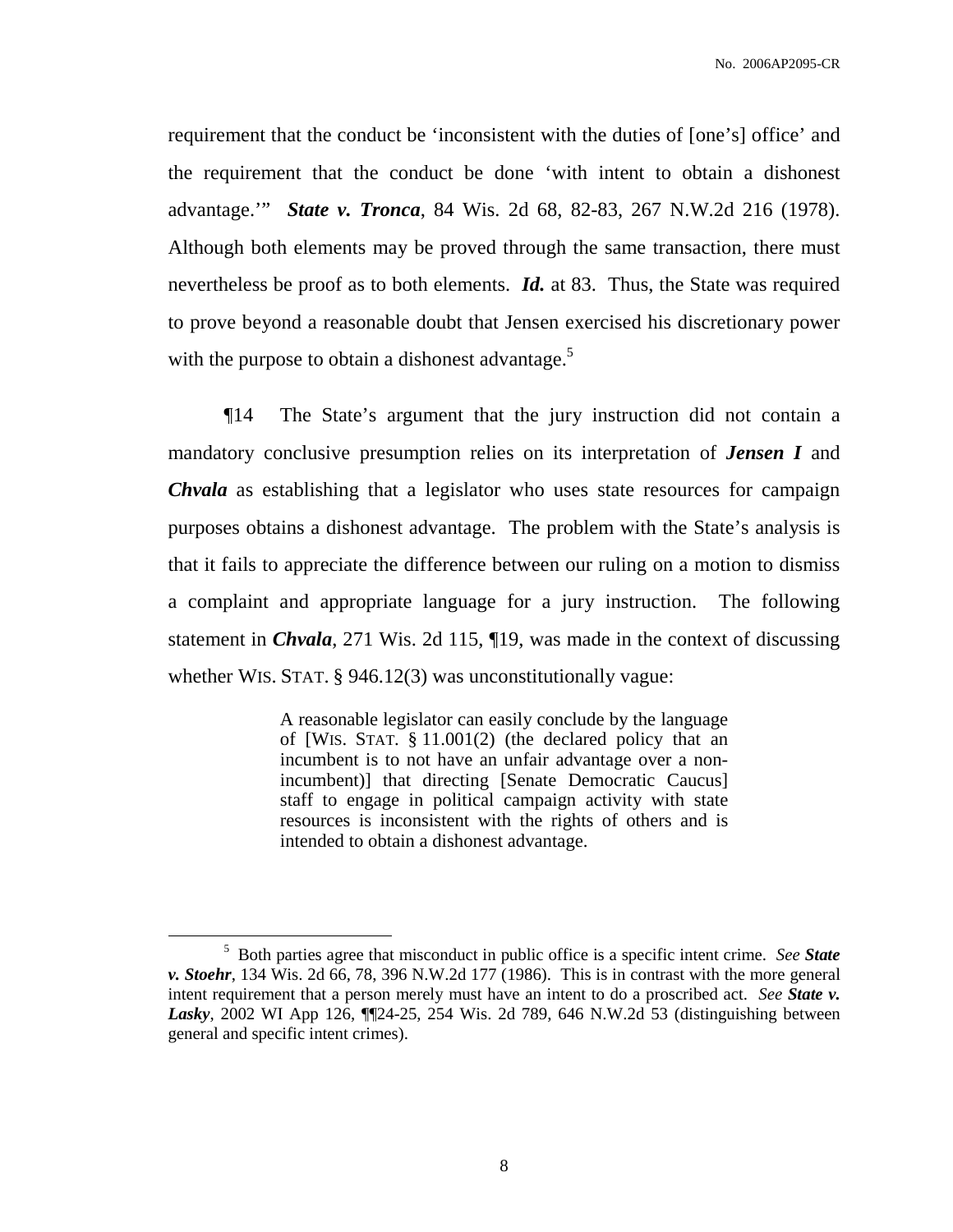requirement that the conduct be 'inconsistent with the duties of [one's] office' and the requirement that the conduct be done 'with intent to obtain a dishonest advantage.'" ***State v. Tronca***, 84 Wis. 2d 68, 82-83, 267 N.W.2d 216 (1978). Although both elements may be proved through the same transaction, there must nevertheless be proof as to both elements. ***Id.*** at 83. Thus, the State was required to prove beyond a reasonable doubt that Jensen exercised his discretionary power with the purpose to obtain a dishonest advantage.[5]

¶14 The State's argument that the jury instruction did not contain a mandatory conclusive presumption relies on its interpretation of ***Jensen I*** and ***Chvala*** as establishing that a legislator who uses state resources for campaign purposes obtains a dishonest advantage. The problem with the State's analysis is that it fails to appreciate the difference between our ruling on a motion to dismiss a complaint and appropriate language for a jury instruction. The following statement in ***Chvala***, 271 Wis. 2d 115, ¶19, was made in the context of discussing whether WIS. STAT. § 946.12(3) was unconstitutionally vague:

> A reasonable legislator can easily conclude by the language of [WIS. STAT. § 11.001(2) (the declared policy that an incumbent is to not have an unfair advantage over a non-incumbent)] that directing [Senate Democratic Caucus] staff to engage in political campaign activity with state resources is inconsistent with the rights of others and is intended to obtain a dishonest advantage.

---

[5] Both parties agree that misconduct in public office is a specific intent crime. *See* ***State v. Stoehr***, 134 Wis. 2d 66, 78, 396 N.W.2d 177 (1986). This is in contrast with the more general intent requirement that a person merely must have an intent to do a proscribed act. *See* ***State v. Lasky***, 2002 WI App 126, ¶¶24-25, 254 Wis. 2d 789, 646 N.W.2d 53 (distinguishing between general and specific intent crimes).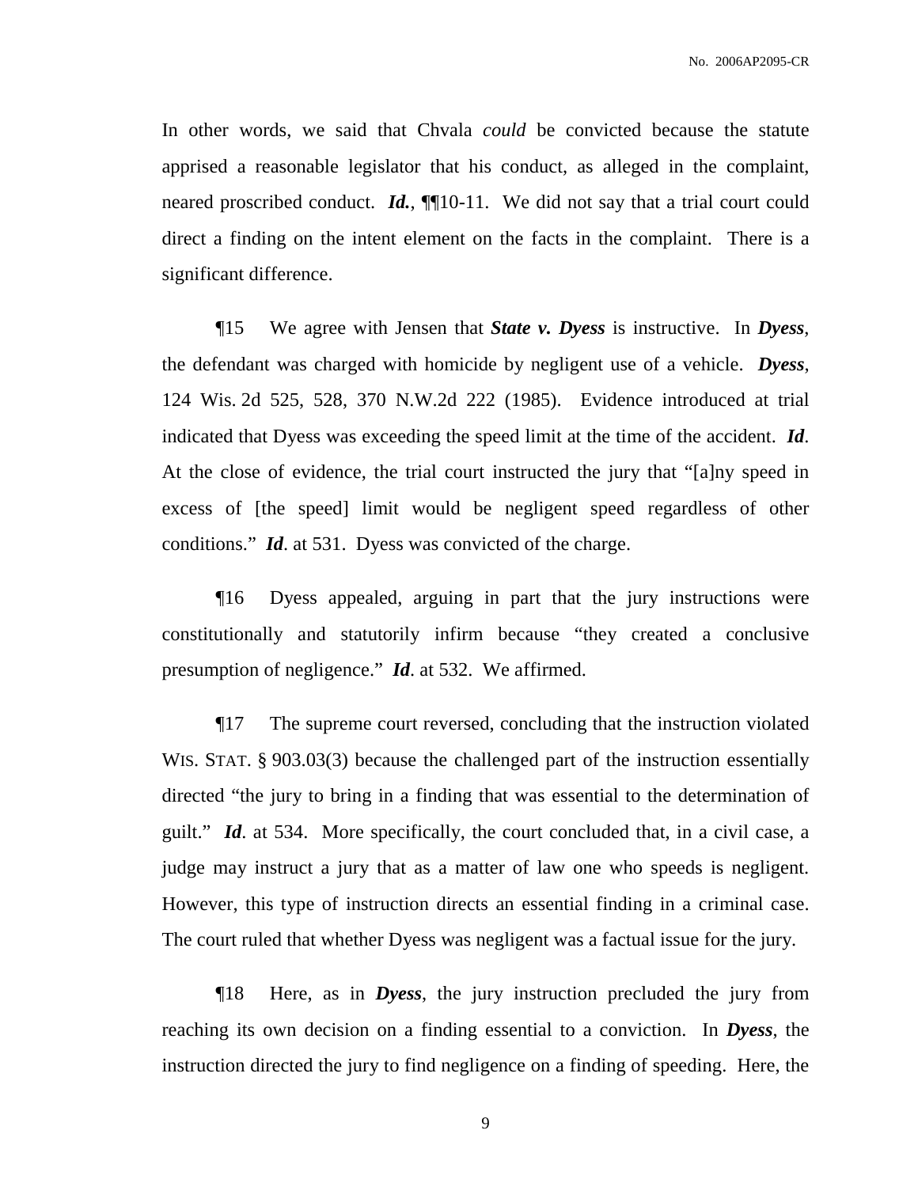In other words, we said that Chvala *could* be convicted because the statute apprised a reasonable legislator that his conduct, as alleged in the complaint, neared proscribed conduct. ***Id.***, ¶¶10-11. We did not say that a trial court could direct a finding on the intent element on the facts in the complaint. There is a significant difference.

¶15 We agree with Jensen that ***State v. Dyess*** is instructive. In ***Dyess***, the defendant was charged with homicide by negligent use of a vehicle. ***Dyess***, 124 Wis. 2d 525, 528, 370 N.W.2d 222 (1985). Evidence introduced at trial indicated that Dyess was exceeding the speed limit at the time of the accident. ***Id***. At the close of evidence, the trial court instructed the jury that "[a]ny speed in excess of [the speed] limit would be negligent speed regardless of other conditions." ***Id***. at 531. Dyess was convicted of the charge.

¶16 Dyess appealed, arguing in part that the jury instructions were constitutionally and statutorily infirm because "they created a conclusive presumption of negligence." ***Id***. at 532. We affirmed.

¶17 The supreme court reversed, concluding that the instruction violated WIS. STAT. § 903.03(3) because the challenged part of the instruction essentially directed "the jury to bring in a finding that was essential to the determination of guilt." ***Id***. at 534. More specifically, the court concluded that, in a civil case, a judge may instruct a jury that as a matter of law one who speeds is negligent. However, this type of instruction directs an essential finding in a criminal case. The court ruled that whether Dyess was negligent was a factual issue for the jury.

¶18 Here, as in ***Dyess***, the jury instruction precluded the jury from reaching its own decision on a finding essential to a conviction. In ***Dyess***, the instruction directed the jury to find negligence on a finding of speeding. Here, the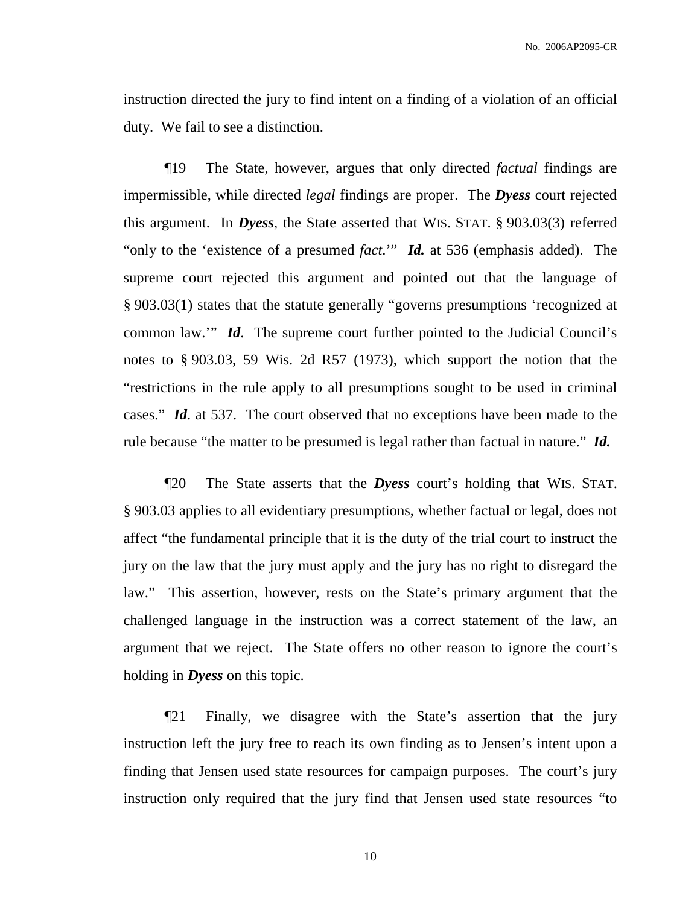instruction directed the jury to find intent on a finding of a violation of an official duty. We fail to see a distinction.

¶19 The State, however, argues that only directed *factual* findings are impermissible, while directed *legal* findings are proper. The ***Dyess*** court rejected this argument. In ***Dyess***, the State asserted that WIS. STAT. § 903.03(3) referred "only to the 'existence of a presumed *fact*.'" ***Id.*** at 536 (emphasis added). The supreme court rejected this argument and pointed out that the language of § 903.03(1) states that the statute generally "governs presumptions 'recognized at common law.'" ***Id***. The supreme court further pointed to the Judicial Council's notes to § 903.03, 59 Wis. 2d R57 (1973), which support the notion that the "restrictions in the rule apply to all presumptions sought to be used in criminal cases." ***Id***. at 537. The court observed that no exceptions have been made to the rule because "the matter to be presumed is legal rather than factual in nature." ***Id.***

¶20 The State asserts that the ***Dyess*** court's holding that WIS. STAT. § 903.03 applies to all evidentiary presumptions, whether factual or legal, does not affect "the fundamental principle that it is the duty of the trial court to instruct the jury on the law that the jury must apply and the jury has no right to disregard the law." This assertion, however, rests on the State's primary argument that the challenged language in the instruction was a correct statement of the law, an argument that we reject. The State offers no other reason to ignore the court's holding in ***Dyess*** on this topic.

¶21 Finally, we disagree with the State's assertion that the jury instruction left the jury free to reach its own finding as to Jensen's intent upon a finding that Jensen used state resources for campaign purposes. The court's jury instruction only required that the jury find that Jensen used state resources "to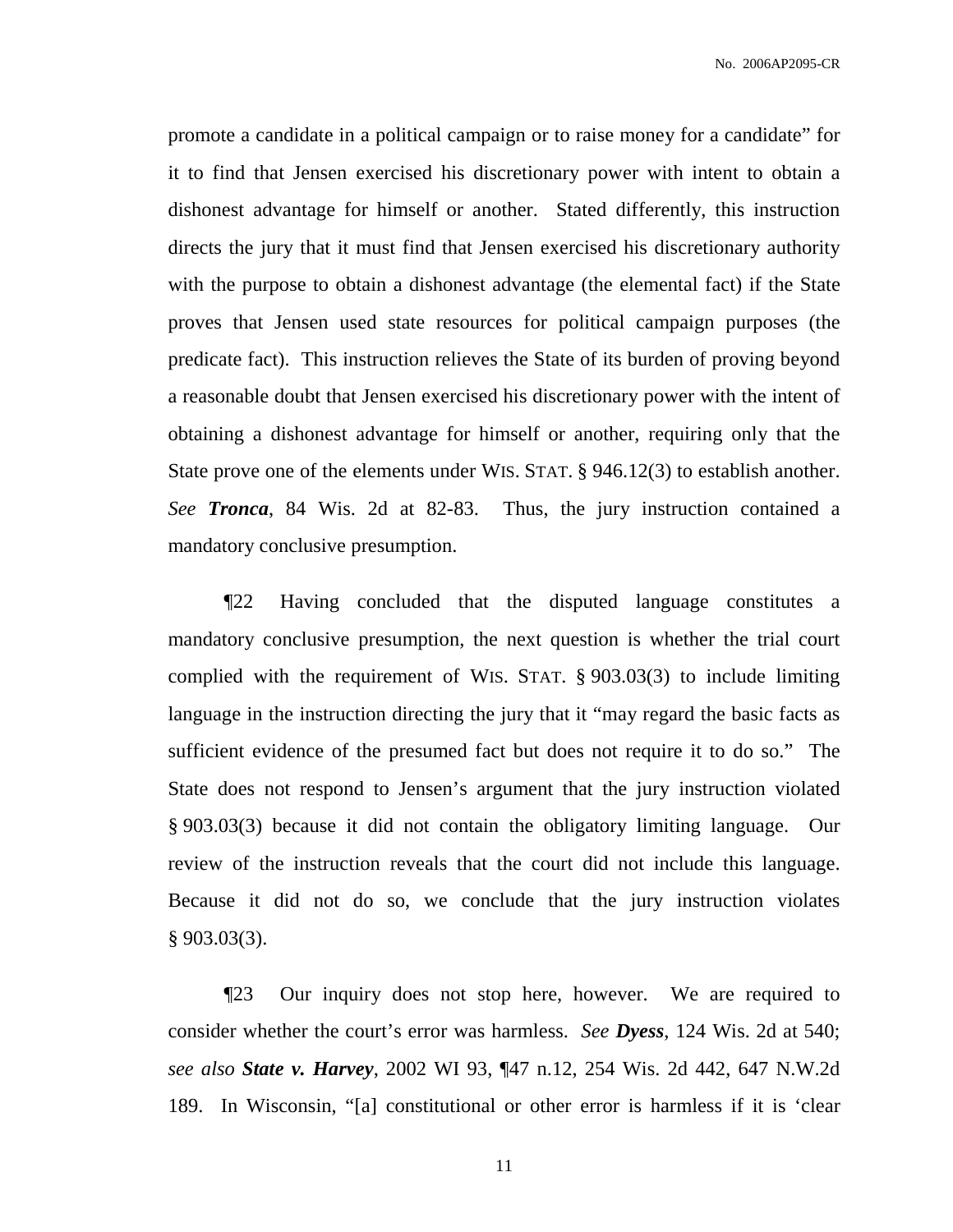promote a candidate in a political campaign or to raise money for a candidate" for it to find that Jensen exercised his discretionary power with intent to obtain a dishonest advantage for himself or another. Stated differently, this instruction directs the jury that it must find that Jensen exercised his discretionary authority with the purpose to obtain a dishonest advantage (the elemental fact) if the State proves that Jensen used state resources for political campaign purposes (the predicate fact). This instruction relieves the State of its burden of proving beyond a reasonable doubt that Jensen exercised his discretionary power with the intent of obtaining a dishonest advantage for himself or another, requiring only that the State prove one of the elements under WIS. STAT. § 946.12(3) to establish another. *See* ***Tronca***, 84 Wis. 2d at 82-83. Thus, the jury instruction contained a mandatory conclusive presumption.

¶22 Having concluded that the disputed language constitutes a mandatory conclusive presumption, the next question is whether the trial court complied with the requirement of WIS. STAT. § 903.03(3) to include limiting language in the instruction directing the jury that it "may regard the basic facts as sufficient evidence of the presumed fact but does not require it to do so." The State does not respond to Jensen's argument that the jury instruction violated § 903.03(3) because it did not contain the obligatory limiting language. Our review of the instruction reveals that the court did not include this language. Because it did not do so, we conclude that the jury instruction violates § 903.03(3).

¶23 Our inquiry does not stop here, however. We are required to consider whether the court's error was harmless. *See* ***Dyess***, 124 Wis. 2d at 540; *see also* ***State v. Harvey***, 2002 WI 93, ¶47 n.12, 254 Wis. 2d 442, 647 N.W.2d 189. In Wisconsin, "[a] constitutional or other error is harmless if it is 'clear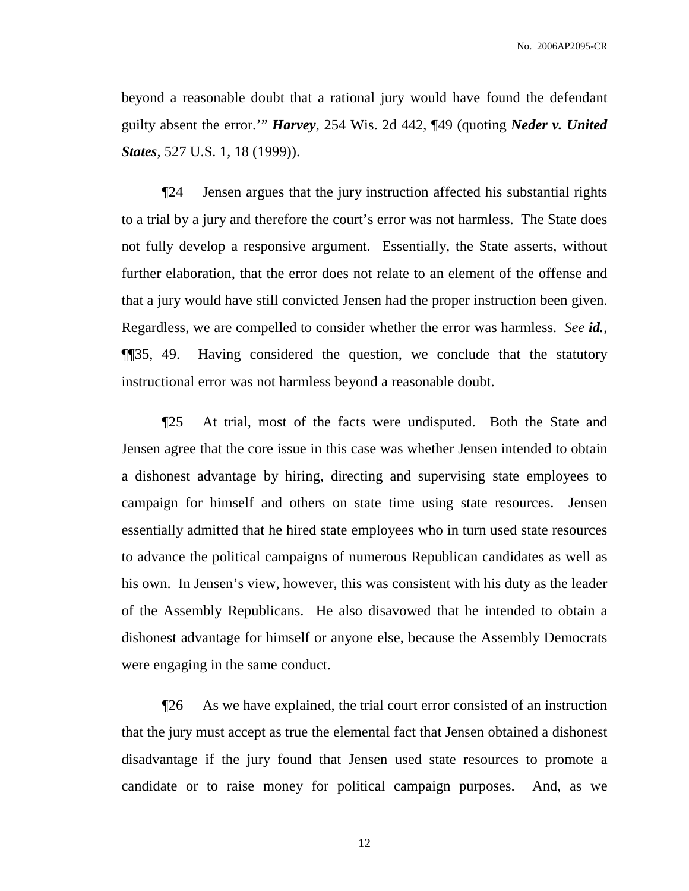beyond a reasonable doubt that a rational jury would have found the defendant guilty absent the error.'" ***Harvey***, 254 Wis. 2d 442, ¶49 (quoting ***Neder v. United States***, 527 U.S. 1, 18 (1999)).

¶24 Jensen argues that the jury instruction affected his substantial rights to a trial by a jury and therefore the court's error was not harmless. The State does not fully develop a responsive argument. Essentially, the State asserts, without further elaboration, that the error does not relate to an element of the offense and that a jury would have still convicted Jensen had the proper instruction been given. Regardless, we are compelled to consider whether the error was harmless. *See* ***id.***, ¶¶35, 49. Having considered the question, we conclude that the statutory instructional error was not harmless beyond a reasonable doubt.

¶25 At trial, most of the facts were undisputed. Both the State and Jensen agree that the core issue in this case was whether Jensen intended to obtain a dishonest advantage by hiring, directing and supervising state employees to campaign for himself and others on state time using state resources. Jensen essentially admitted that he hired state employees who in turn used state resources to advance the political campaigns of numerous Republican candidates as well as his own. In Jensen's view, however, this was consistent with his duty as the leader of the Assembly Republicans. He also disavowed that he intended to obtain a dishonest advantage for himself or anyone else, because the Assembly Democrats were engaging in the same conduct.

¶26 As we have explained, the trial court error consisted of an instruction that the jury must accept as true the elemental fact that Jensen obtained a dishonest disadvantage if the jury found that Jensen used state resources to promote a candidate or to raise money for political campaign purposes. And, as we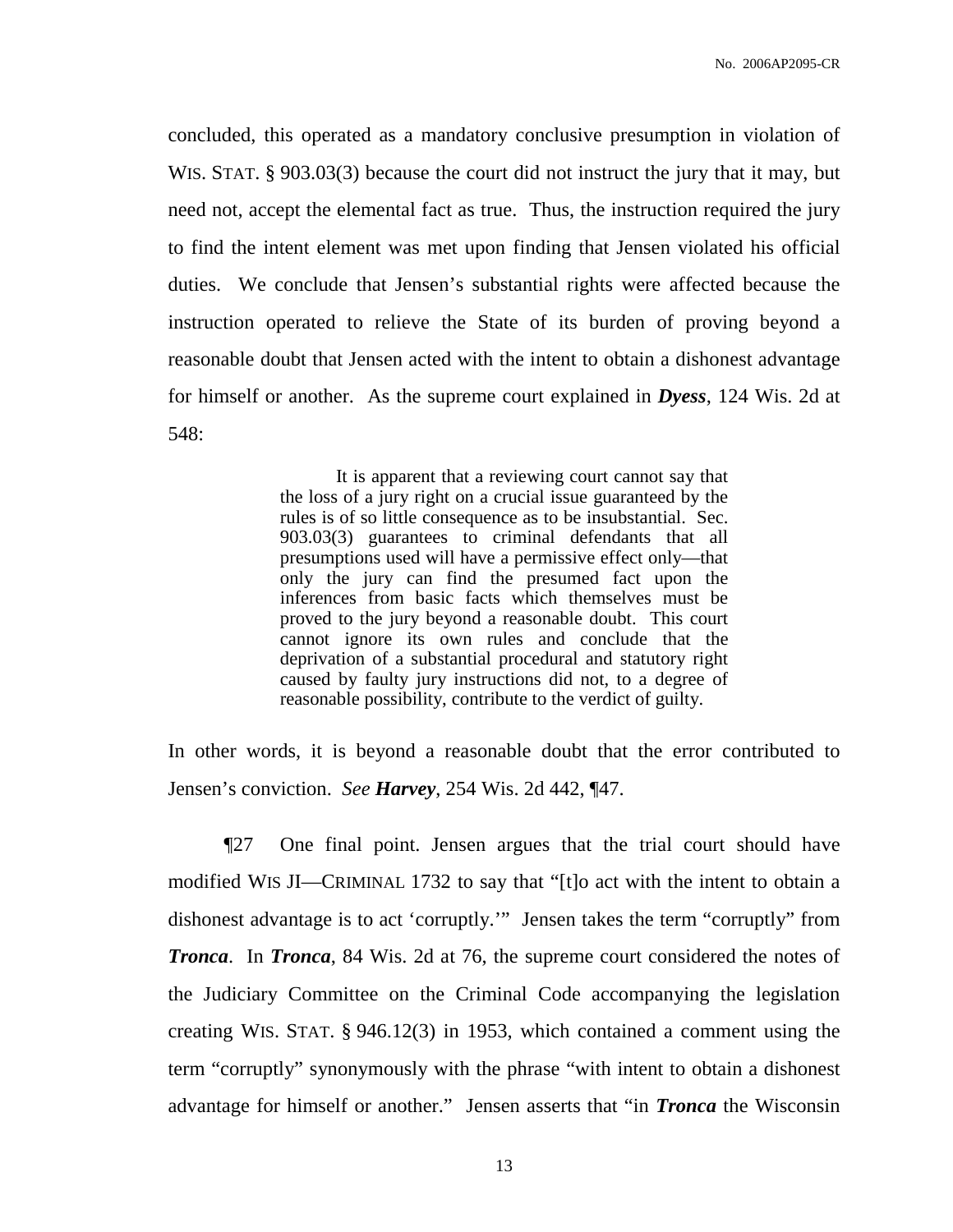concluded, this operated as a mandatory conclusive presumption in violation of WIS. STAT. § 903.03(3) because the court did not instruct the jury that it may, but need not, accept the elemental fact as true. Thus, the instruction required the jury to find the intent element was met upon finding that Jensen violated his official duties. We conclude that Jensen's substantial rights were affected because the instruction operated to relieve the State of its burden of proving beyond a reasonable doubt that Jensen acted with the intent to obtain a dishonest advantage for himself or another. As the supreme court explained in ***Dyess***, 124 Wis. 2d at 548:

> It is apparent that a reviewing court cannot say that the loss of a jury right on a crucial issue guaranteed by the rules is of so little consequence as to be insubstantial. Sec. 903.03(3) guarantees to criminal defendants that all presumptions used will have a permissive effect only—that only the jury can find the presumed fact upon the inferences from basic facts which themselves must be proved to the jury beyond a reasonable doubt. This court cannot ignore its own rules and conclude that the deprivation of a substantial procedural and statutory right caused by faulty jury instructions did not, to a degree of reasonable possibility, contribute to the verdict of guilty.

In other words, it is beyond a reasonable doubt that the error contributed to Jensen's conviction. *See* ***Harvey***, 254 Wis. 2d 442, ¶47.

¶27 One final point. Jensen argues that the trial court should have modified WIS JI—CRIMINAL 1732 to say that "[t]o act with the intent to obtain a dishonest advantage is to act 'corruptly.'" Jensen takes the term "corruptly" from ***Tronca***. In ***Tronca***, 84 Wis. 2d at 76, the supreme court considered the notes of the Judiciary Committee on the Criminal Code accompanying the legislation creating WIS. STAT. § 946.12(3) in 1953, which contained a comment using the term "corruptly" synonymously with the phrase "with intent to obtain a dishonest advantage for himself or another." Jensen asserts that "in ***Tronca*** the Wisconsin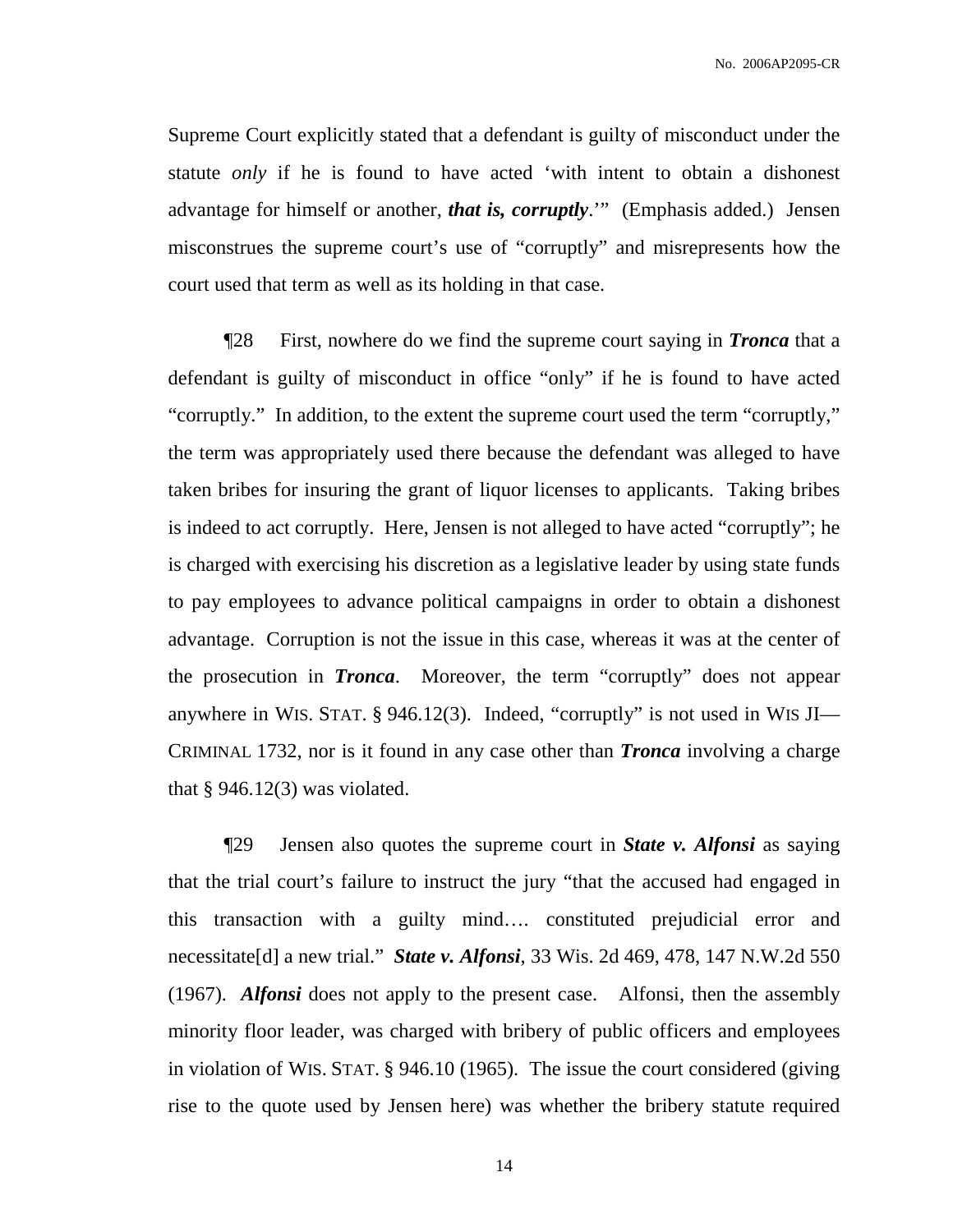Supreme Court explicitly stated that a defendant is guilty of misconduct under the statute *only* if he is found to have acted 'with intent to obtain a dishonest advantage for himself or another, ***that is, corruptly***.'" (Emphasis added.) Jensen misconstrues the supreme court's use of "corruptly" and misrepresents how the court used that term as well as its holding in that case.

¶28 First, nowhere do we find the supreme court saying in ***Tronca*** that a defendant is guilty of misconduct in office "only" if he is found to have acted "corruptly." In addition, to the extent the supreme court used the term "corruptly," the term was appropriately used there because the defendant was alleged to have taken bribes for insuring the grant of liquor licenses to applicants. Taking bribes is indeed to act corruptly. Here, Jensen is not alleged to have acted "corruptly"; he is charged with exercising his discretion as a legislative leader by using state funds to pay employees to advance political campaigns in order to obtain a dishonest advantage. Corruption is not the issue in this case, whereas it was at the center of the prosecution in ***Tronca***. Moreover, the term "corruptly" does not appear anywhere in WIS. STAT. § 946.12(3). Indeed, "corruptly" is not used in WIS JI—CRIMINAL 1732, nor is it found in any case other than ***Tronca*** involving a charge that § 946.12(3) was violated.

¶29 Jensen also quotes the supreme court in ***State v. Alfonsi*** as saying that the trial court's failure to instruct the jury "that the accused had engaged in this transaction with a guilty mind…. constituted prejudicial error and necessitate[d] a new trial." ***State v. Alfonsi***, 33 Wis. 2d 469, 478, 147 N.W.2d 550 (1967). ***Alfonsi*** does not apply to the present case. Alfonsi, then the assembly minority floor leader, was charged with bribery of public officers and employees in violation of WIS. STAT. § 946.10 (1965). The issue the court considered (giving rise to the quote used by Jensen here) was whether the bribery statute required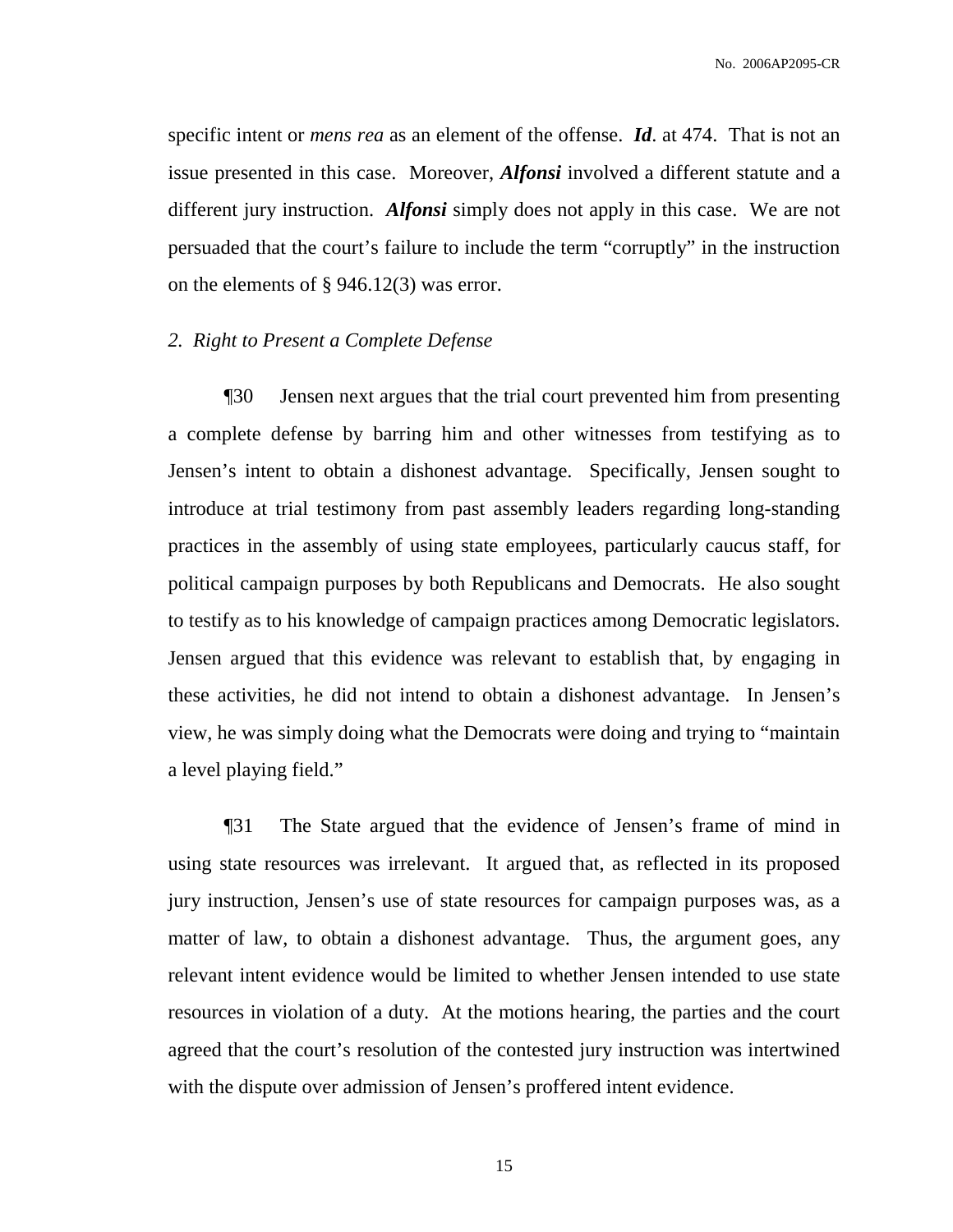specific intent or *mens rea* as an element of the offense. ***Id***. at 474. That is not an issue presented in this case. Moreover, ***Alfonsi*** involved a different statute and a different jury instruction. ***Alfonsi*** simply does not apply in this case. We are not persuaded that the court's failure to include the term "corruptly" in the instruction on the elements of § 946.12(3) was error.

*2. Right to Present a Complete Defense*

¶30 Jensen next argues that the trial court prevented him from presenting a complete defense by barring him and other witnesses from testifying as to Jensen's intent to obtain a dishonest advantage. Specifically, Jensen sought to introduce at trial testimony from past assembly leaders regarding long-standing practices in the assembly of using state employees, particularly caucus staff, for political campaign purposes by both Republicans and Democrats. He also sought to testify as to his knowledge of campaign practices among Democratic legislators. Jensen argued that this evidence was relevant to establish that, by engaging in these activities, he did not intend to obtain a dishonest advantage. In Jensen's view, he was simply doing what the Democrats were doing and trying to "maintain a level playing field."

¶31 The State argued that the evidence of Jensen's frame of mind in using state resources was irrelevant. It argued that, as reflected in its proposed jury instruction, Jensen's use of state resources for campaign purposes was, as a matter of law, to obtain a dishonest advantage. Thus, the argument goes, any relevant intent evidence would be limited to whether Jensen intended to use state resources in violation of a duty. At the motions hearing, the parties and the court agreed that the court's resolution of the contested jury instruction was intertwined with the dispute over admission of Jensen's proffered intent evidence.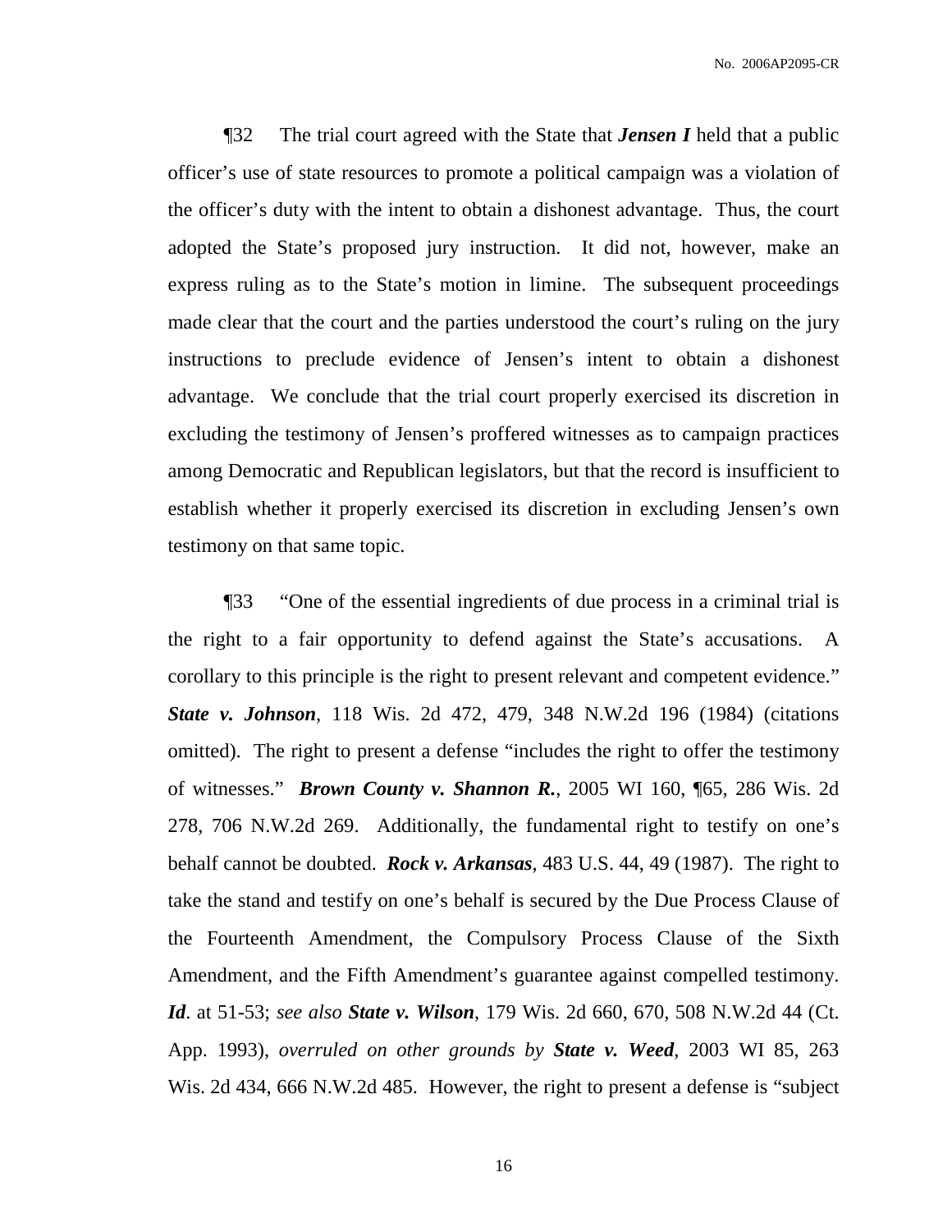¶32 The trial court agreed with the State that ***Jensen I*** held that a public officer's use of state resources to promote a political campaign was a violation of the officer's duty with the intent to obtain a dishonest advantage. Thus, the court adopted the State's proposed jury instruction. It did not, however, make an express ruling as to the State's motion in limine. The subsequent proceedings made clear that the court and the parties understood the court's ruling on the jury instructions to preclude evidence of Jensen's intent to obtain a dishonest advantage. We conclude that the trial court properly exercised its discretion in excluding the testimony of Jensen's proffered witnesses as to campaign practices among Democratic and Republican legislators, but that the record is insufficient to establish whether it properly exercised its discretion in excluding Jensen's own testimony on that same topic.

¶33 "One of the essential ingredients of due process in a criminal trial is the right to a fair opportunity to defend against the State's accusations. A corollary to this principle is the right to present relevant and competent evidence." ***State v. Johnson***, 118 Wis. 2d 472, 479, 348 N.W.2d 196 (1984) (citations omitted). The right to present a defense "includes the right to offer the testimony of witnesses." ***Brown County v. Shannon R.***, 2005 WI 160, ¶65, 286 Wis. 2d 278, 706 N.W.2d 269. Additionally, the fundamental right to testify on one's behalf cannot be doubted. ***Rock v. Arkansas***, 483 U.S. 44, 49 (1987). The right to take the stand and testify on one's behalf is secured by the Due Process Clause of the Fourteenth Amendment, the Compulsory Process Clause of the Sixth Amendment, and the Fifth Amendment's guarantee against compelled testimony. ***Id***. at 51-53; *see also* ***State v. Wilson***, 179 Wis. 2d 660, 670, 508 N.W.2d 44 (Ct. App. 1993), *overruled on other grounds by* ***State v. Weed***, 2003 WI 85, 263 Wis. 2d 434, 666 N.W.2d 485. However, the right to present a defense is "subject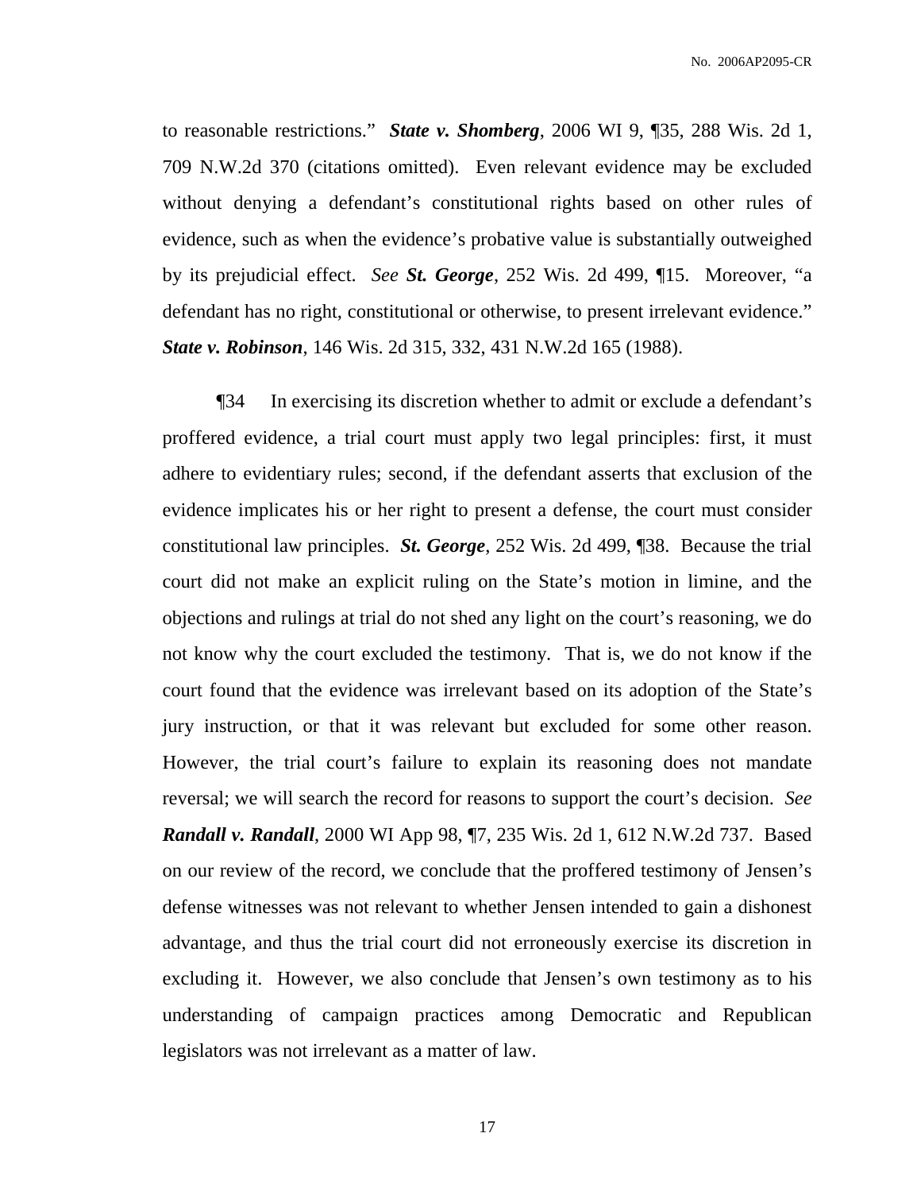to reasonable restrictions." ***State v. Shomberg***, 2006 WI 9, ¶35, 288 Wis. 2d 1, 709 N.W.2d 370 (citations omitted). Even relevant evidence may be excluded without denying a defendant's constitutional rights based on other rules of evidence, such as when the evidence's probative value is substantially outweighed by its prejudicial effect. *See* ***St. George***, 252 Wis. 2d 499, ¶15. Moreover, "a defendant has no right, constitutional or otherwise, to present irrelevant evidence." ***State v. Robinson***, 146 Wis. 2d 315, 332, 431 N.W.2d 165 (1988).

¶34 In exercising its discretion whether to admit or exclude a defendant's proffered evidence, a trial court must apply two legal principles: first, it must adhere to evidentiary rules; second, if the defendant asserts that exclusion of the evidence implicates his or her right to present a defense, the court must consider constitutional law principles. ***St. George***, 252 Wis. 2d 499, ¶38. Because the trial court did not make an explicit ruling on the State's motion in limine, and the objections and rulings at trial do not shed any light on the court's reasoning, we do not know why the court excluded the testimony. That is, we do not know if the court found that the evidence was irrelevant based on its adoption of the State's jury instruction, or that it was relevant but excluded for some other reason. However, the trial court's failure to explain its reasoning does not mandate reversal; we will search the record for reasons to support the court's decision. *See* ***Randall v. Randall***, 2000 WI App 98, ¶7, 235 Wis. 2d 1, 612 N.W.2d 737. Based on our review of the record, we conclude that the proffered testimony of Jensen's defense witnesses was not relevant to whether Jensen intended to gain a dishonest advantage, and thus the trial court did not erroneously exercise its discretion in excluding it. However, we also conclude that Jensen's own testimony as to his understanding of campaign practices among Democratic and Republican legislators was not irrelevant as a matter of law.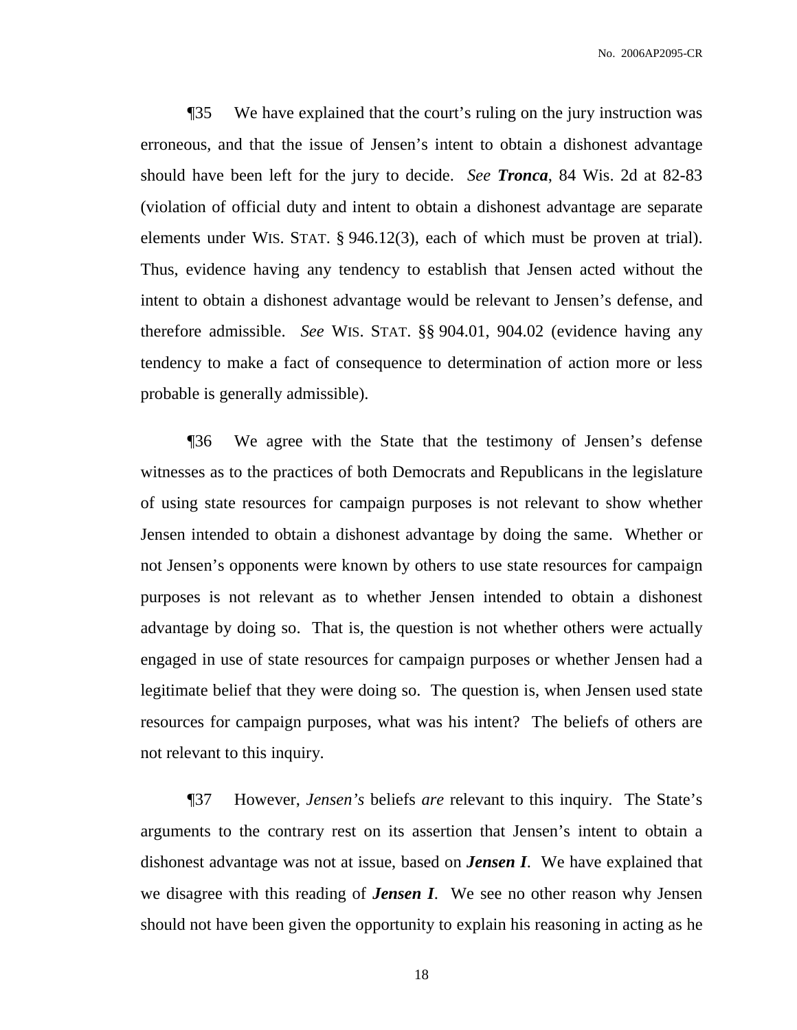¶35 We have explained that the court's ruling on the jury instruction was erroneous, and that the issue of Jensen's intent to obtain a dishonest advantage should have been left for the jury to decide. *See* ***Tronca***, 84 Wis. 2d at 82-83 (violation of official duty and intent to obtain a dishonest advantage are separate elements under WIS. STAT. § 946.12(3), each of which must be proven at trial). Thus, evidence having any tendency to establish that Jensen acted without the intent to obtain a dishonest advantage would be relevant to Jensen's defense, and therefore admissible. *See* WIS. STAT. §§ 904.01, 904.02 (evidence having any tendency to make a fact of consequence to determination of action more or less probable is generally admissible).

¶36 We agree with the State that the testimony of Jensen's defense witnesses as to the practices of both Democrats and Republicans in the legislature of using state resources for campaign purposes is not relevant to show whether Jensen intended to obtain a dishonest advantage by doing the same. Whether or not Jensen's opponents were known by others to use state resources for campaign purposes is not relevant as to whether Jensen intended to obtain a dishonest advantage by doing so. That is, the question is not whether others were actually engaged in use of state resources for campaign purposes or whether Jensen had a legitimate belief that they were doing so. The question is, when Jensen used state resources for campaign purposes, what was his intent? The beliefs of others are not relevant to this inquiry.

¶37 However, *Jensen's* beliefs *are* relevant to this inquiry. The State's arguments to the contrary rest on its assertion that Jensen's intent to obtain a dishonest advantage was not at issue, based on ***Jensen I***. We have explained that we disagree with this reading of ***Jensen I***. We see no other reason why Jensen should not have been given the opportunity to explain his reasoning in acting as he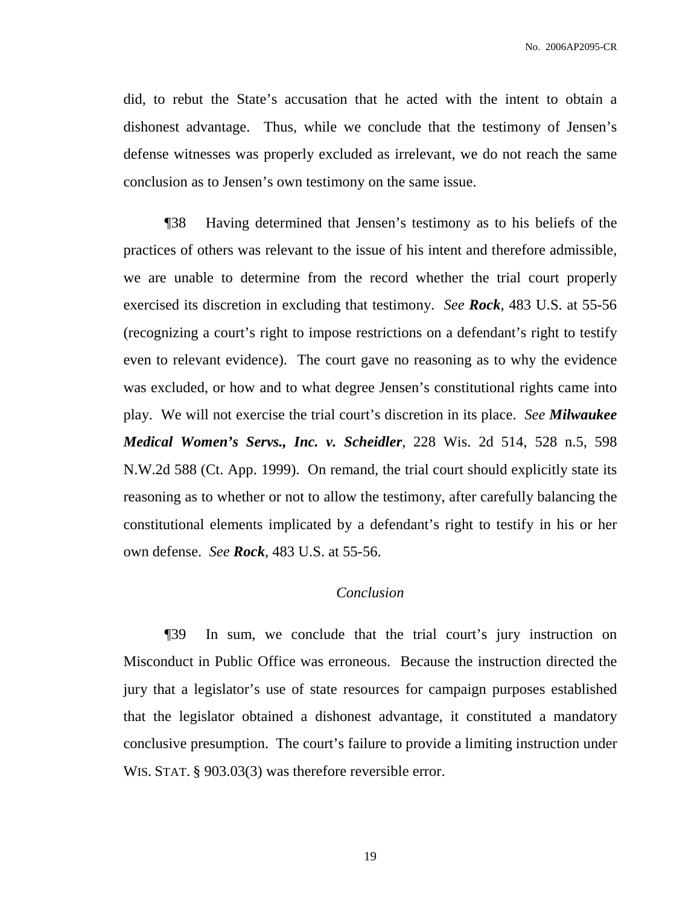did, to rebut the State's accusation that he acted with the intent to obtain a dishonest advantage. Thus, while we conclude that the testimony of Jensen's defense witnesses was properly excluded as irrelevant, we do not reach the same conclusion as to Jensen's own testimony on the same issue.

¶38 Having determined that Jensen's testimony as to his beliefs of the practices of others was relevant to the issue of his intent and therefore admissible, we are unable to determine from the record whether the trial court properly exercised its discretion in excluding that testimony. *See* ***Rock***, 483 U.S. at 55-56 (recognizing a court's right to impose restrictions on a defendant's right to testify even to relevant evidence). The court gave no reasoning as to why the evidence was excluded, or how and to what degree Jensen's constitutional rights came into play. We will not exercise the trial court's discretion in its place. *See* ***Milwaukee Medical Women's Servs., Inc. v. Scheidler***, 228 Wis. 2d 514, 528 n.5, 598 N.W.2d 588 (Ct. App. 1999). On remand, the trial court should explicitly state its reasoning as to whether or not to allow the testimony, after carefully balancing the constitutional elements implicated by a defendant's right to testify in his or her own defense. *See* ***Rock***, 483 U.S. at 55-56.

*Conclusion*

¶39 In sum, we conclude that the trial court's jury instruction on Misconduct in Public Office was erroneous. Because the instruction directed the jury that a legislator's use of state resources for campaign purposes established that the legislator obtained a dishonest advantage, it constituted a mandatory conclusive presumption. The court's failure to provide a limiting instruction under WIS. STAT. § 903.03(3) was therefore reversible error.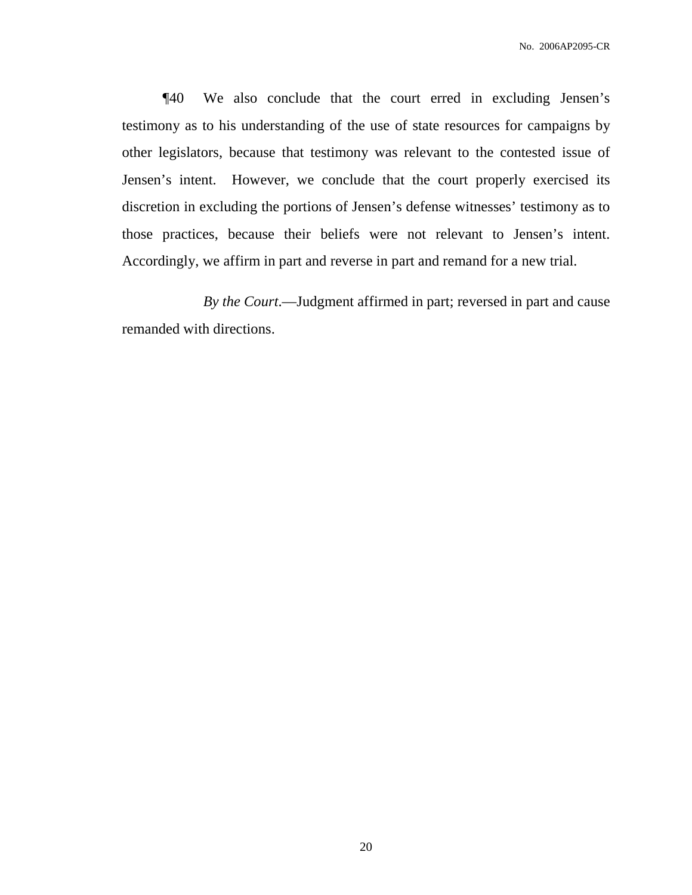¶40 We also conclude that the court erred in excluding Jensen's testimony as to his understanding of the use of state resources for campaigns by other legislators, because that testimony was relevant to the contested issue of Jensen's intent. However, we conclude that the court properly exercised its discretion in excluding the portions of Jensen's defense witnesses' testimony as to those practices, because their beliefs were not relevant to Jensen's intent. Accordingly, we affirm in part and reverse in part and remand for a new trial.

*By the Court*.—Judgment affirmed in part; reversed in part and cause remanded with directions.